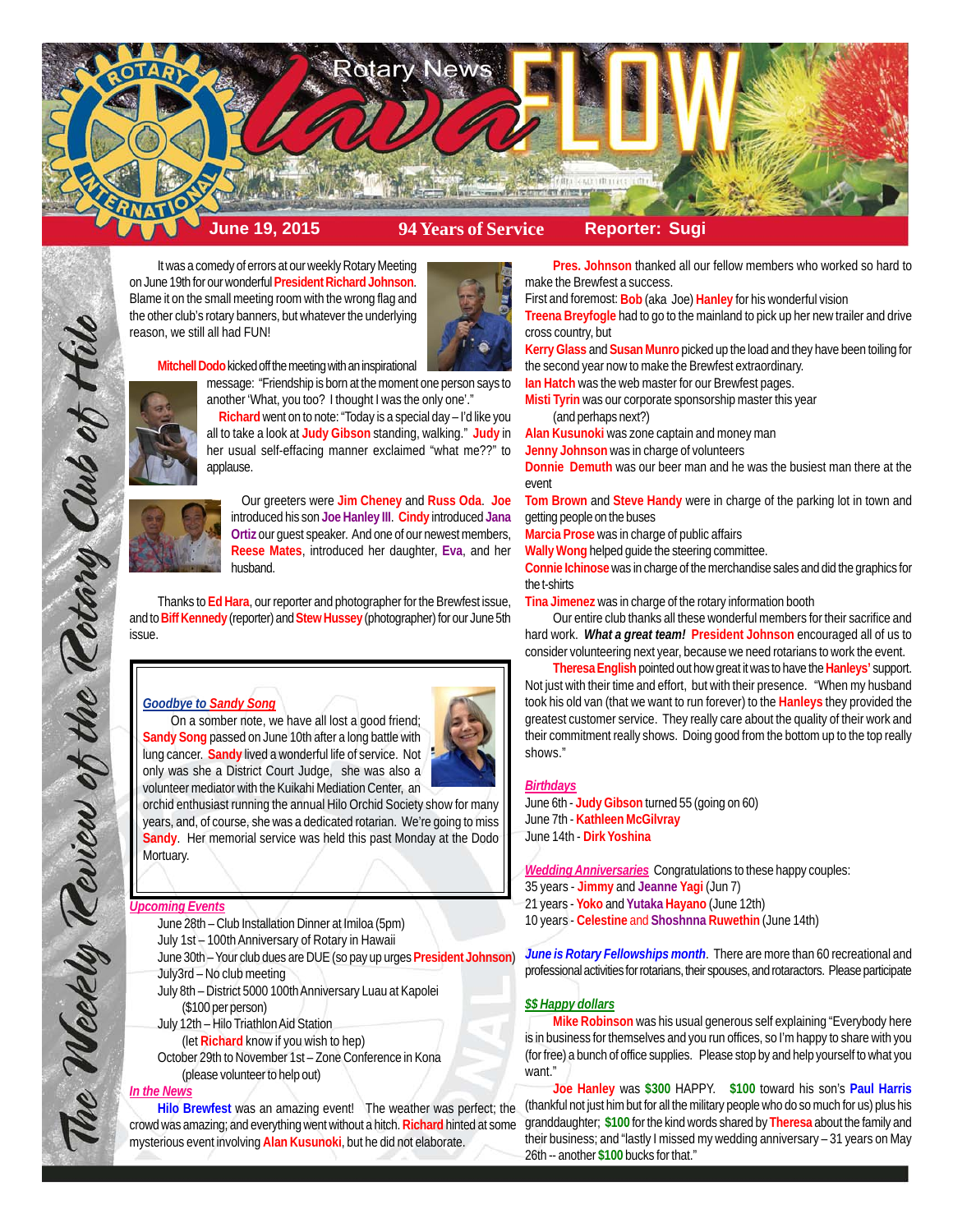# Rotary News lava FLOW

**June 19, 2015** | **94 Years of Service** | **Reporter: Sugi**

The Weekly Review of the Rotary Club of Hilo

It was a comedy of errors at our weekly Rotary Meeting on June 19th for our wonderful **President Richard Johnson**. Blame it on the small meeting room with the wrong flag and the other club's rotary banners, but whatever the underlying reason, we still all had FUN!

**Mitchell Dodo** kicked off the meeting with an inspirational message: "Friendship is born at the moment one person says to another 'What, you too? I thought I was the only one'."

**Richard** went on to note: "Today is a special day – I'd like you all to take a look at **Judy Gibson** standing, walking." **Judy** in her usual self-effacing manner exclaimed "what me??" to applause.

Our greeters were **Jim Cheney** and **Russ Oda**. **Joe** introduced his son **Joe Hanley III**. **Cindy** introduced **Jana Ortiz** our guest speaker. And one of our newest members, **Reese Mates**, introduced her daughter, **Eva**, and her husband.

Thanks to **Ed Hara**, our reporter and photographer for the Brewfest issue, and to **Biff Kennedy** (reporter) and **Stew Hussey** (photographer) for our June 5th issue.

## *Goodbye to Sandy Song*

On a somber note, we have all lost a good friend; **Sandy Song** passed on June 10th after a long battle with lung cancer. **Sandy** lived a wonderful life of service. Not only was she a District Court Judge, she was also a volunteer mediator with the Kuikahi Mediation Center, an orchid enthusiast running the annual Hilo Orchid Society show for many years, and, of course, she was a dedicated rotarian. We're going to miss **Sandy**. Her memorial service was held this past Monday at the Dodo Mortuary.

## *Upcoming Events*

June 28th – Club Installation Dinner at Imiloa (5pm)
July 1st – 100th Anniversary of Rotary in Hawaii
June 30th – Your club dues are DUE (so pay up urges **President Johnson**)
July3rd – No club meeting
July 8th – District 5000 100th Anniversary Luau at Kapolei
    ($100 per person)
July 12th – Hilo Triathlon Aid Station
    (let **Richard** know if you wish to hep)
October 29th to November 1st – Zone Conference in Kona
    (please volunteer to help out)

## *In the News*

**Hilo Brewfest** was an amazing event! The weather was perfect; the crowd was amazing; and everything went without a hitch. **Richard** hinted at some mysterious event involving **Alan Kusunoki**, but he did not elaborate.

**Pres. Johnson** thanked all our fellow members who worked so hard to make the Brewfest a success.

First and foremost: **Bob** (aka Joe) **Hanley** for his wonderful vision
**Treena Breyfogle** had to go to the mainland to pick up her new trailer and drive cross country, but
**Kerry Glass** and **Susan Munro** picked up the load and they have been toiling for the second year now to make the Brewfest extraordinary.
**Ian Hatch** was the web master for our Brewfest pages.
**Misti Tyrin** was our corporate sponsorship master this year
    (and perhaps next?)
**Alan Kusunoki** was zone captain and money man
**Jenny Johnson** was in charge of volunteers
**Donnie Demuth** was our beer man and he was the busiest man there at the event
**Tom Brown** and **Steve Handy** were in charge of the parking lot in town and getting people on the buses
**Marcia Prose** was in charge of public affairs
**Wally Wong** helped guide the steering committee.
**Connie Ichinose** was in charge of the merchandise sales and did the graphics for the t-shirts
**Tina Jimenez** was in charge of the rotary information booth

Our entire club thanks all these wonderful members for their sacrifice and hard work. ***What a great team!*** **President Johnson** encouraged all of us to consider volunteering next year, because we need rotarians to work the event.

**Theresa English** pointed out how great it was to have the **Hanleys'** support. Not just with their time and effort, but with their presence. "When my husband took his old van (that we want to run forever) to the **Hanleys** they provided the greatest customer service. They really care about the quality of their work and their commitment really shows. Doing good from the bottom up to the top really shows."

## *Birthdays*

June 6th - **Judy Gibson** turned 55 (going on 60)
June 7th - **Kathleen McGilvray**
June 14th - **Dirk Yoshina**

## *Wedding Anniversaries*

Congratulations to these happy couples:
35 years - **Jimmy** and **Jeanne Yagi** (Jun 7)
21 years - **Yoko** and **Yutaka Hayano** (June 12th)
10 years - **Celestine** and **Shoshnna Ruwethin** (June 14th)

***June is Rotary Fellowships month***. There are more than 60 recreational and professional activities for rotarians, their spouses, and rotaractors. Please participate

## *$$ Happy dollars*

**Mike Robinson** was his usual generous self explaining "Everybody here is in business for themselves and you run offices, so I'm happy to share with you (for free) a bunch of office supplies. Please stop by and help yourself to what you want."

**Joe Hanley** was **$300** HAPPY. **$100** toward his son's **Paul Harris** (thankful not just him but for all the military people who do so much for us) plus his granddaughter; **$100** for the kind words shared by **Theresa** about the family and their business; and "lastly I missed my wedding anniversary – 31 years on May 26th -- another **$100** bucks for that."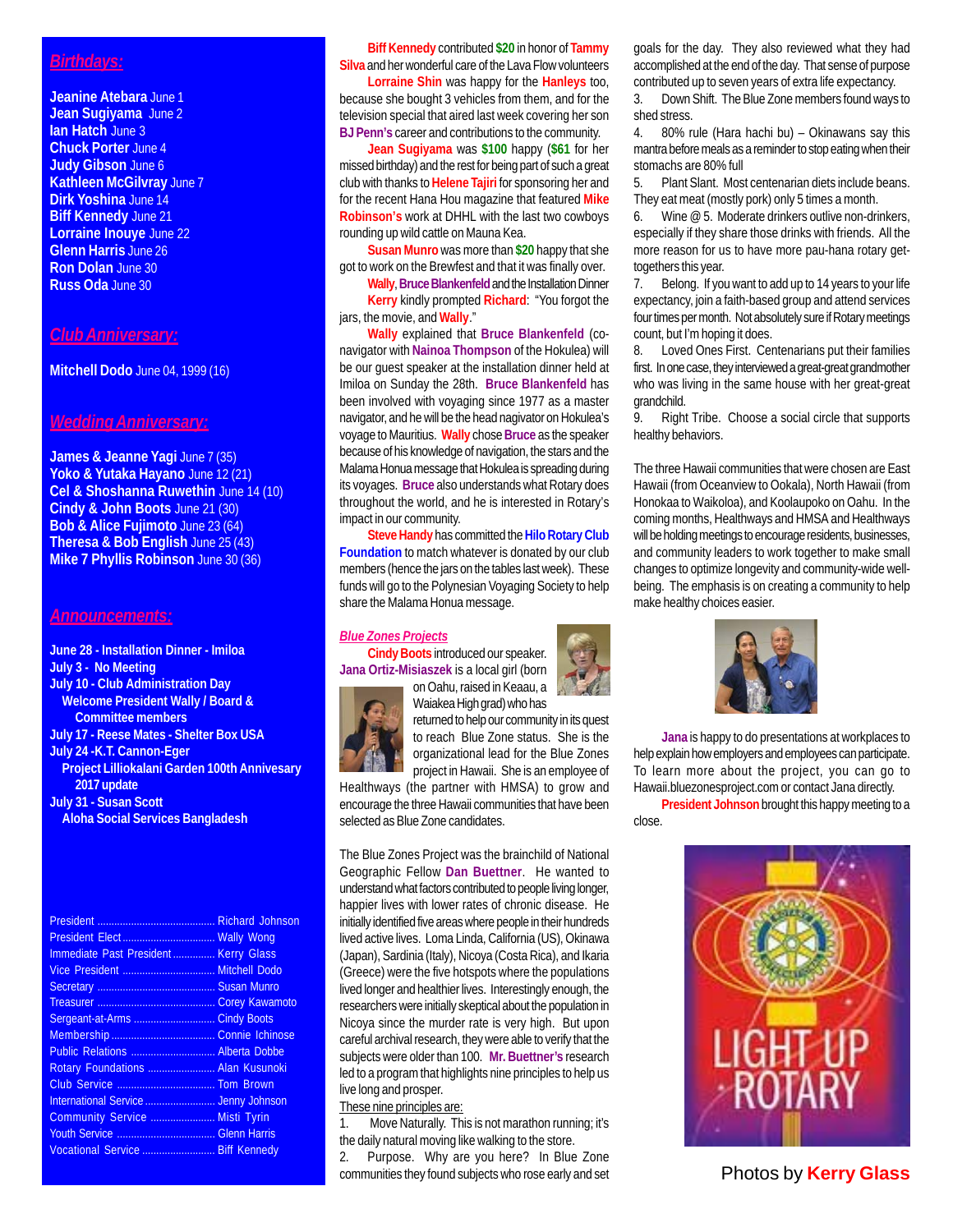## *Birthdays:*

**Jeanine Atebara** June 1
**Jean Sugiyama** June 2
**Ian Hatch** June 3
**Chuck Porter** June 4
**Judy Gibson** June 6
**Kathleen McGilvray** June 7
**Dirk Yoshina** June 14
**Biff Kennedy** June 21
**Lorraine Inouye** June 22
**Glenn Harris** June 26
**Ron Dolan** June 30
**Russ Oda** June 30

## *Club Anniversary:*

**Mitchell Dodo** June 04, 1999 (16)

## *Wedding Anniversary:*

**James & Jeanne Yagi** June 7 (35)
**Yoko & Yutaka Hayano** June 12 (21)
**Cel & Shoshanna Ruwethin** June 14 (10)
**Cindy & John Boots** June 21 (30)
**Bob & Alice Fujimoto** June 23 (64)
**Theresa & Bob English** June 25 (43)
**Mike 7 Phyllis Robinson** June 30 (36)

## *Announcements:*

**June 28 - Installation Dinner - Imiloa**
**July 3 - No Meeting**
**July 10 - Club Administration Day**
**Welcome President Wally / Board & Committee members**
**July 17 - Reese Mates - Shelter Box USA**
**July 24 -K.T. Cannon-Eger**
**Project Lilliokalani Garden 100th Annivesary 2017 update**
**July 31 - Susan Scott**
**Aloha Social Services Bangladesh**

President .......... Richard Johnson
President Elect .......... Wally Wong
Immediate Past President .......... Kerry Glass
Vice President .......... Mitchell Dodo
Secretary .......... Susan Munro
Treasurer .......... Corey Kawamoto
Sergeant-at-Arms .......... Cindy Boots
Membership .......... Connie Ichinose
Public Relations .......... Alberta Dobbe
Rotary Foundations .......... Alan Kusunoki
Club Service .......... Tom Brown
International Service .......... Jenny Johnson
Community Service .......... Misti Tyrin
Youth Service .......... Glenn Harris
Vocational Service .......... Biff Kennedy

**Biff Kennedy** contributed **$20** in honor of **Tammy Silva** and her wonderful care of the Lava Flow volunteers

**Lorraine Shin** was happy for the **Hanleys** too, because she bought 3 vehicles from them, and for the television special that aired last week covering her son **BJ Penn's** career and contributions to the community.

**Jean Sugiyama** was **$100** happy (**$61** for her missed birthday) and the rest for being part of such a great club with thanks to **Helene Tajiri** for sponsoring her and for the recent Hana Hou magazine that featured **Mike Robinson's** work at DHHL with the last two cowboys rounding up wild cattle on Mauna Kea.

**Susan Munro** was more than **$20** happy that she got to work on the Brewfest and that it was finally over.

**Wally**, **Bruce Blankenfeld** and the Installation Dinner **Kerry** kindly prompted **Richard**: "You forgot the jars, the movie, and **Wally**."

**Wally** explained that **Bruce Blankenfeld** (co-navigator with **Nainoa Thompson** of the Hokulea) will be our guest speaker at the installation dinner held at Imiloa on Sunday the 28th. **Bruce Blankenfeld** has been involved with voyaging since 1977 as a master navigator, and he will be the head nagivator on Hokulea's voyage to Mauritius. **Wally** chose **Bruce** as the speaker because of his knowledge of navigation, the stars and the Malama Honua message that Hokulea is spreading during its voyages. **Bruce** also understands what Rotary does throughout the world, and he is interested in Rotary's impact in our community.

**Steve Handy** has committed the **Hilo Rotary Club Foundation** to match whatever is donated by our club members (hence the jars on the tables last week). These funds will go to the Polynesian Voyaging Society to help share the Malama Honua message.

### *Blue Zones Projects*

**Cindy Boots** introduced our speaker. **Jana Ortiz-Misiaszek** is a local girl (born on Oahu, raised in Keaau, a Waiakea High grad) who has returned to help our community in its quest to reach Blue Zone status. She is the organizational lead for the Blue Zones project in Hawaii. She is an employee of Healthways (the partner with HMSA) to grow and encourage the three Hawaii communities that have been selected as Blue Zone candidates.

The Blue Zones Project was the brainchild of National Geographic Fellow **Dan Buettner**. He wanted to understand what factors contributed to people living longer, happier lives with lower rates of chronic disease. He initially identified five areas where people in their hundreds lived active lives. Loma Linda, California (US), Okinawa (Japan), Sardinia (Italy), Nicoya (Costa Rica), and Ikaria (Greece) were the five hotspots where the populations lived longer and healthier lives. Interestingly enough, the researchers were initially skeptical about the population in Nicoya since the murder rate is very high. But upon careful archival research, they were able to verify that the subjects were older than 100. **Mr. Buettner's** research led to a program that highlights nine principles to help us live long and prosper.

These nine principles are:

1. Move Naturally. This is not marathon running; it's the daily natural moving like walking to the store.
2. Purpose. Why are you here? In Blue Zone communities they found subjects who rose early and set goals for the day. They also reviewed what they had accomplished at the end of the day. That sense of purpose contributed up to seven years of extra life expectancy.
3. Down Shift. The Blue Zone members found ways to shed stress.
4. 80% rule (Hara hachi bu) – Okinawans say this mantra before meals as a reminder to stop eating when their stomachs are 80% full
5. Plant Slant. Most centenarian diets include beans. They eat meat (mostly pork) only 5 times a month.
6. Wine @ 5. Moderate drinkers outlive non-drinkers, especially if they share those drinks with friends. All the more reason for us to have more pau-hana rotary get-togethers this year.
7. Belong. If you want to add up to 14 years to your life expectancy, join a faith-based group and attend services four times per month. Not absolutely sure if Rotary meetings count, but I'm hoping it does.
8. Loved Ones First. Centenarians put their families first. In one case, they interviewed a great-great grandmother who was living in the same house with her great-great grandchild.
9. Right Tribe. Choose a social circle that supports healthy behaviors.

The three Hawaii communities that were chosen are East Hawaii (from Oceanview to Ookala), North Hawaii (from Honokaa to Waikoloa), and Koolaupoko on Oahu. In the coming months, Healthways and HMSA and Healthways will be holding meetings to encourage residents, businesses, and community leaders to work together to make small changes to optimize longevity and community-wide well-being. The emphasis is on creating a community to help make healthy choices easier.

**Jana** is happy to do presentations at workplaces to help explain how employers and employees can participate. To learn more about the project, you can go to Hawaii.bluezonesproject.com or contact Jana directly.

**President Johnson** brought this happy meeting to a close.

LIGHT UP ROTARY

Photos by **Kerry Glass**